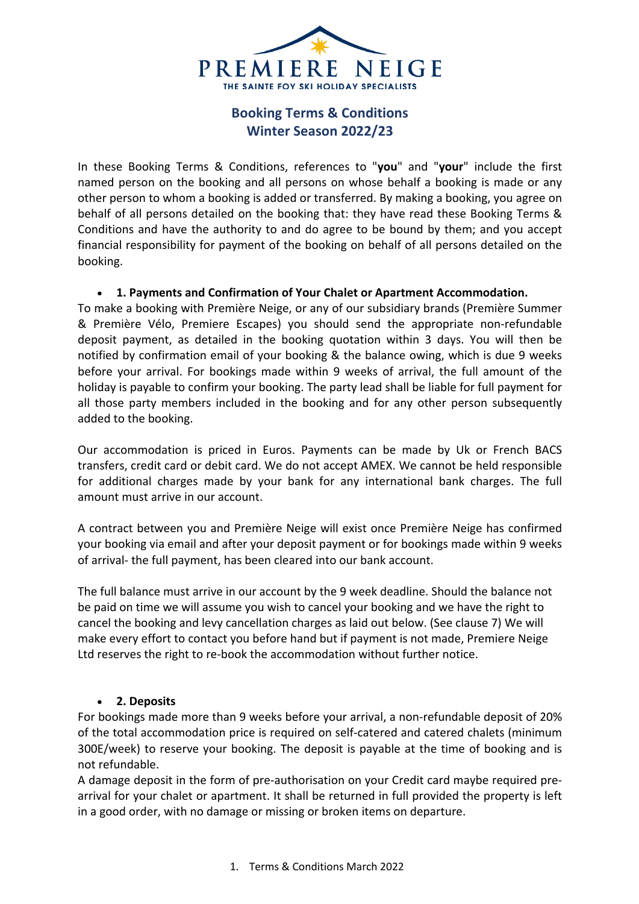PREMIERE NEIGE

THE SAINTE FOY SKI HOLIDAY SPECIALISTS

# Booking Terms & Conditions
# Winter Season 2022/23

In these Booking Terms & Conditions, references to "**you**" and "**your**" include the first named person on the booking and all persons on whose behalf a booking is made or any other person to whom a booking is added or transferred. By making a booking, you agree on behalf of all persons detailed on the booking that: they have read these Booking Terms & Conditions and have the authority to and do agree to be bound by them; and you accept financial responsibility for payment of the booking on behalf of all persons detailed on the booking.

- **1. Payments and Confirmation of Your Chalet or Apartment Accommodation.**

To make a booking with Première Neige, or any of our subsidiary brands (Première Summer & Première Vélo, Premiere Escapes) you should send the appropriate non-refundable deposit payment, as detailed in the booking quotation within 3 days. You will then be notified by confirmation email of your booking & the balance owing, which is due 9 weeks before your arrival. For bookings made within 9 weeks of arrival, the full amount of the holiday is payable to confirm your booking. The party lead shall be liable for full payment for all those party members included in the booking and for any other person subsequently added to the booking.

Our accommodation is priced in Euros. Payments can be made by Uk or French BACS transfers, credit card or debit card. We do not accept AMEX. We cannot be held responsible for additional charges made by your bank for any international bank charges. The full amount must arrive in our account.

A contract between you and Première Neige will exist once Première Neige has confirmed your booking via email and after your deposit payment or for bookings made within 9 weeks of arrival- the full payment, has been cleared into our bank account.

The full balance must arrive in our account by the 9 week deadline. Should the balance not be paid on time we will assume you wish to cancel your booking and we have the right to cancel the booking and levy cancellation charges as laid out below. (See clause 7) We will make every effort to contact you before hand but if payment is not made, Premiere Neige Ltd reserves the right to re-book the accommodation without further notice.

- **2. Deposits**

For bookings made more than 9 weeks before your arrival, a non-refundable deposit of 20% of the total accommodation price is required on self-catered and catered chalets (minimum 300E/week) to reserve your booking. The deposit is payable at the time of booking and is not refundable.

A damage deposit in the form of pre-authorisation on your Credit card maybe required pre-arrival for your chalet or apartment. It shall be returned in full provided the property is left in a good order, with no damage or missing or broken items on departure.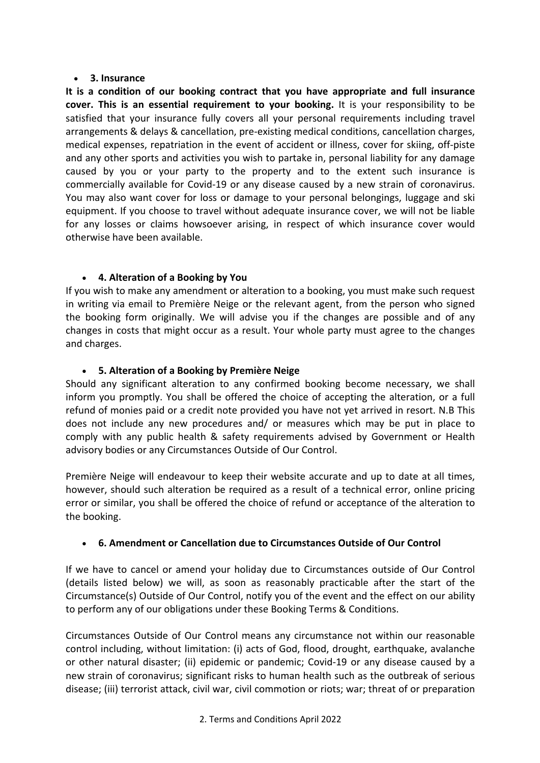- **3. Insurance**

**It is a condition of our booking contract that you have appropriate and full insurance cover. This is an essential requirement to your booking.** It is your responsibility to be satisfied that your insurance fully covers all your personal requirements including travel arrangements & delays & cancellation, pre-existing medical conditions, cancellation charges, medical expenses, repatriation in the event of accident or illness, cover for skiing, off-piste and any other sports and activities you wish to partake in, personal liability for any damage caused by you or your party to the property and to the extent such insurance is commercially available for Covid-19 or any disease caused by a new strain of coronavirus. You may also want cover for loss or damage to your personal belongings, luggage and ski equipment. If you choose to travel without adequate insurance cover, we will not be liable for any losses or claims howsoever arising, in respect of which insurance cover would otherwise have been available.

- **4. Alteration of a Booking by You**

If you wish to make any amendment or alteration to a booking, you must make such request in writing via email to Première Neige or the relevant agent, from the person who signed the booking form originally. We will advise you if the changes are possible and of any changes in costs that might occur as a result. Your whole party must agree to the changes and charges.

- **5. Alteration of a Booking by Première Neige**

Should any significant alteration to any confirmed booking become necessary, we shall inform you promptly. You shall be offered the choice of accepting the alteration, or a full refund of monies paid or a credit note provided you have not yet arrived in resort. N.B This does not include any new procedures and/ or measures which may be put in place to comply with any public health & safety requirements advised by Government or Health advisory bodies or any Circumstances Outside of Our Control.

Première Neige will endeavour to keep their website accurate and up to date at all times, however, should such alteration be required as a result of a technical error, online pricing error or similar, you shall be offered the choice of refund or acceptance of the alteration to the booking.

- **6. Amendment or Cancellation due to Circumstances Outside of Our Control**

If we have to cancel or amend your holiday due to Circumstances outside of Our Control (details listed below) we will, as soon as reasonably practicable after the start of the Circumstance(s) Outside of Our Control, notify you of the event and the effect on our ability to perform any of our obligations under these Booking Terms & Conditions.

Circumstances Outside of Our Control means any circumstance not within our reasonable control including, without limitation: (i) acts of God, flood, drought, earthquake, avalanche or other natural disaster; (ii) epidemic or pandemic; Covid-19 or any disease caused by a new strain of coronavirus; significant risks to human health such as the outbreak of serious disease; (iii) terrorist attack, civil war, civil commotion or riots; war; threat of or preparation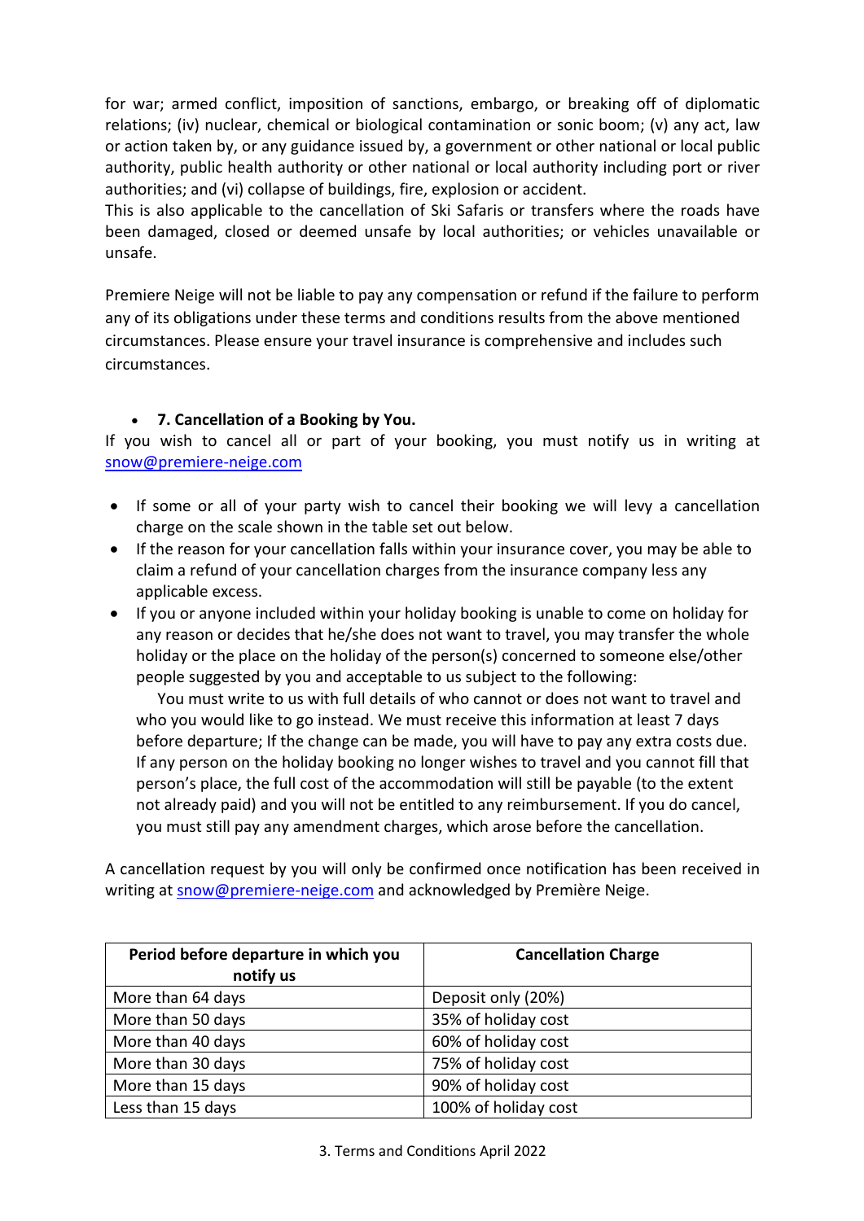for war; armed conflict, imposition of sanctions, embargo, or breaking off of diplomatic relations; (iv) nuclear, chemical or biological contamination or sonic boom; (v) any act, law or action taken by, or any guidance issued by, a government or other national or local public authority, public health authority or other national or local authority including port or river authorities; and (vi) collapse of buildings, fire, explosion or accident.

This is also applicable to the cancellation of Ski Safaris or transfers where the roads have been damaged, closed or deemed unsafe by local authorities; or vehicles unavailable or unsafe.

Premiere Neige will not be liable to pay any compensation or refund if the failure to perform any of its obligations under these terms and conditions results from the above mentioned circumstances. Please ensure your travel insurance is comprehensive and includes such circumstances.

- **7. Cancellation of a Booking by You.**

If you wish to cancel all or part of your booking, you must notify us in writing at snow@premiere-neige.com

- If some or all of your party wish to cancel their booking we will levy a cancellation charge on the scale shown in the table set out below.
- If the reason for your cancellation falls within your insurance cover, you may be able to claim a refund of your cancellation charges from the insurance company less any applicable excess.
- If you or anyone included within your holiday booking is unable to come on holiday for any reason or decides that he/she does not want to travel, you may transfer the whole holiday or the place on the holiday of the person(s) concerned to someone else/other people suggested by you and acceptable to us subject to the following:

  You must write to us with full details of who cannot or does not want to travel and who you would like to go instead. We must receive this information at least 7 days before departure; If the change can be made, you will have to pay any extra costs due. If any person on the holiday booking no longer wishes to travel and you cannot fill that person's place, the full cost of the accommodation will still be payable (to the extent not already paid) and you will not be entitled to any reimbursement. If you do cancel, you must still pay any amendment charges, which arose before the cancellation.

A cancellation request by you will only be confirmed once notification has been received in writing at snow@premiere-neige.com and acknowledged by Première Neige.

| Period before departure in which you notify us | Cancellation Charge |
|---|---|
| More than 64 days | Deposit only (20%) |
| More than 50 days | 35% of holiday cost |
| More than 40 days | 60% of holiday cost |
| More than 30 days | 75% of holiday cost |
| More than 15 days | 90% of holiday cost |
| Less than 15 days | 100% of holiday cost |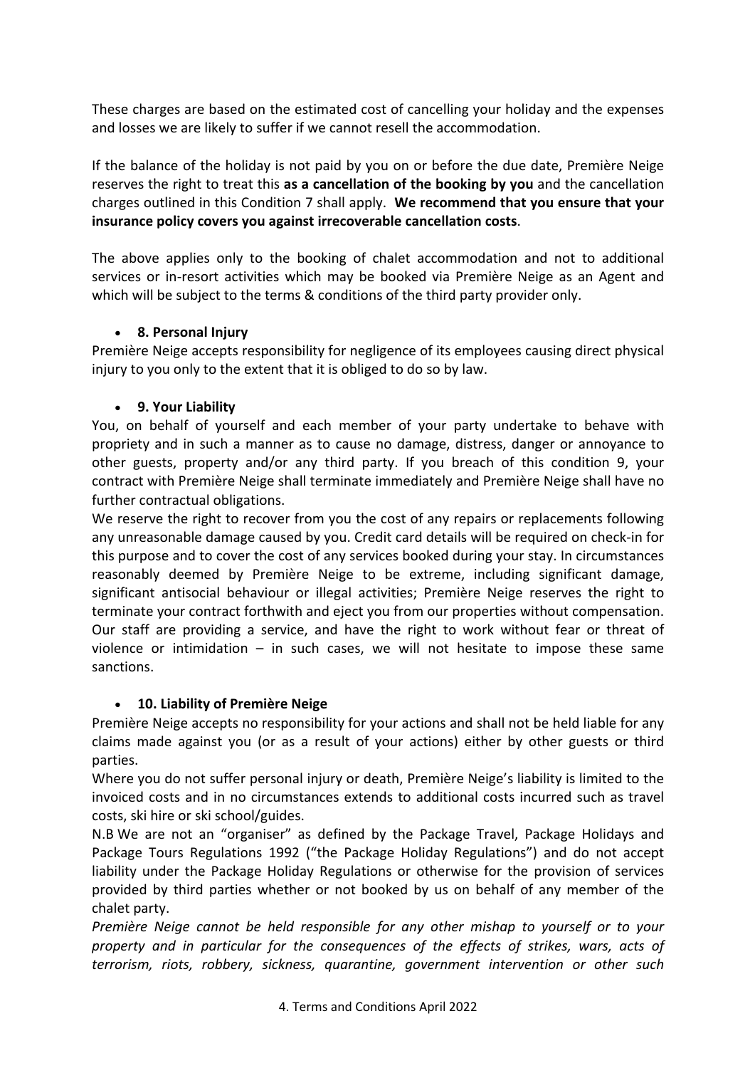These charges are based on the estimated cost of cancelling your holiday and the expenses and losses we are likely to suffer if we cannot resell the accommodation.

If the balance of the holiday is not paid by you on or before the due date, Première Neige reserves the right to treat this **as a cancellation of the booking by you** and the cancellation charges outlined in this Condition 7 shall apply. **We recommend that you ensure that your insurance policy covers you against irrecoverable cancellation costs**.

The above applies only to the booking of chalet accommodation and not to additional services or in-resort activities which may be booked via Première Neige as an Agent and which will be subject to the terms & conditions of the third party provider only.

- **8. Personal Injury**

Première Neige accepts responsibility for negligence of its employees causing direct physical injury to you only to the extent that it is obliged to do so by law.

- **9. Your Liability**

You, on behalf of yourself and each member of your party undertake to behave with propriety and in such a manner as to cause no damage, distress, danger or annoyance to other guests, property and/or any third party. If you breach of this condition 9, your contract with Première Neige shall terminate immediately and Première Neige shall have no further contractual obligations.

We reserve the right to recover from you the cost of any repairs or replacements following any unreasonable damage caused by you. Credit card details will be required on check-in for this purpose and to cover the cost of any services booked during your stay. In circumstances reasonably deemed by Première Neige to be extreme, including significant damage, significant antisocial behaviour or illegal activities; Première Neige reserves the right to terminate your contract forthwith and eject you from our properties without compensation. Our staff are providing a service, and have the right to work without fear or threat of violence or intimidation – in such cases, we will not hesitate to impose these same sanctions.

- **10. Liability of Première Neige**

Première Neige accepts no responsibility for your actions and shall not be held liable for any claims made against you (or as a result of your actions) either by other guests or third parties.

Where you do not suffer personal injury or death, Première Neige's liability is limited to the invoiced costs and in no circumstances extends to additional costs incurred such as travel costs, ski hire or ski school/guides.

N.B We are not an "organiser" as defined by the Package Travel, Package Holidays and Package Tours Regulations 1992 ("the Package Holiday Regulations") and do not accept liability under the Package Holiday Regulations or otherwise for the provision of services provided by third parties whether or not booked by us on behalf of any member of the chalet party.

*Première Neige cannot be held responsible for any other mishap to yourself or to your property and in particular for the consequences of the effects of strikes, wars, acts of terrorism, riots, robbery, sickness, quarantine, government intervention or other such*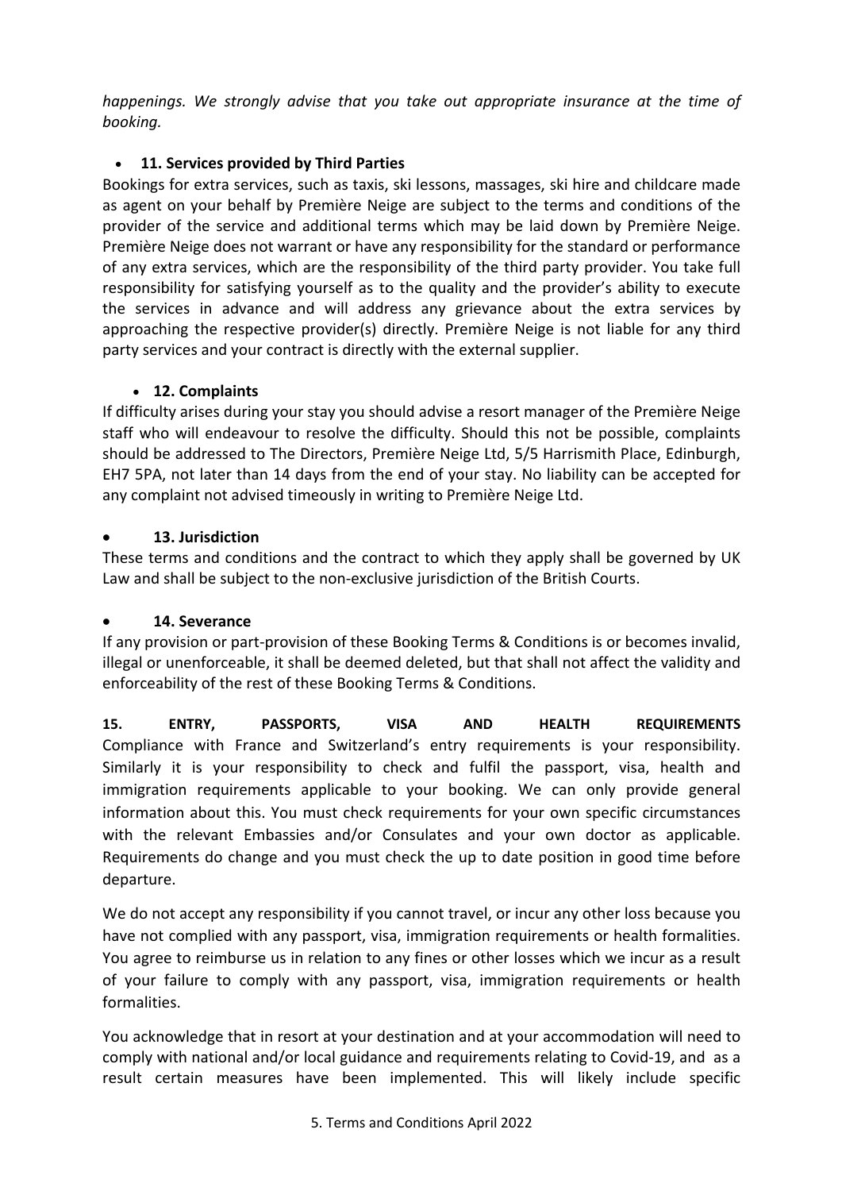*happenings. We strongly advise that you take out appropriate insurance at the time of booking.*

- **11. Services provided by Third Parties**

Bookings for extra services, such as taxis, ski lessons, massages, ski hire and childcare made as agent on your behalf by Première Neige are subject to the terms and conditions of the provider of the service and additional terms which may be laid down by Première Neige. Première Neige does not warrant or have any responsibility for the standard or performance of any extra services, which are the responsibility of the third party provider. You take full responsibility for satisfying yourself as to the quality and the provider's ability to execute the services in advance and will address any grievance about the extra services by approaching the respective provider(s) directly. Première Neige is not liable for any third party services and your contract is directly with the external supplier.

- **12. Complaints**

If difficulty arises during your stay you should advise a resort manager of the Première Neige staff who will endeavour to resolve the difficulty. Should this not be possible, complaints should be addressed to The Directors, Première Neige Ltd, 5/5 Harrismith Place, Edinburgh, EH7 5PA, not later than 14 days from the end of your stay. No liability can be accepted for any complaint not advised timeously in writing to Première Neige Ltd.

- **13. Jurisdiction**

These terms and conditions and the contract to which they apply shall be governed by UK Law and shall be subject to the non-exclusive jurisdiction of the British Courts.

- **14. Severance**

If any provision or part-provision of these Booking Terms & Conditions is or becomes invalid, illegal or unenforceable, it shall be deemed deleted, but that shall not affect the validity and enforceability of the rest of these Booking Terms & Conditions.

**15. ENTRY, PASSPORTS, VISA AND HEALTH REQUIREMENTS**

Compliance with France and Switzerland's entry requirements is your responsibility. Similarly it is your responsibility to check and fulfil the passport, visa, health and immigration requirements applicable to your booking. We can only provide general information about this. You must check requirements for your own specific circumstances with the relevant Embassies and/or Consulates and your own doctor as applicable. Requirements do change and you must check the up to date position in good time before departure.

We do not accept any responsibility if you cannot travel, or incur any other loss because you have not complied with any passport, visa, immigration requirements or health formalities. You agree to reimburse us in relation to any fines or other losses which we incur as a result of your failure to comply with any passport, visa, immigration requirements or health formalities.

You acknowledge that in resort at your destination and at your accommodation will need to comply with national and/or local guidance and requirements relating to Covid-19, and as a result certain measures have been implemented. This will likely include specific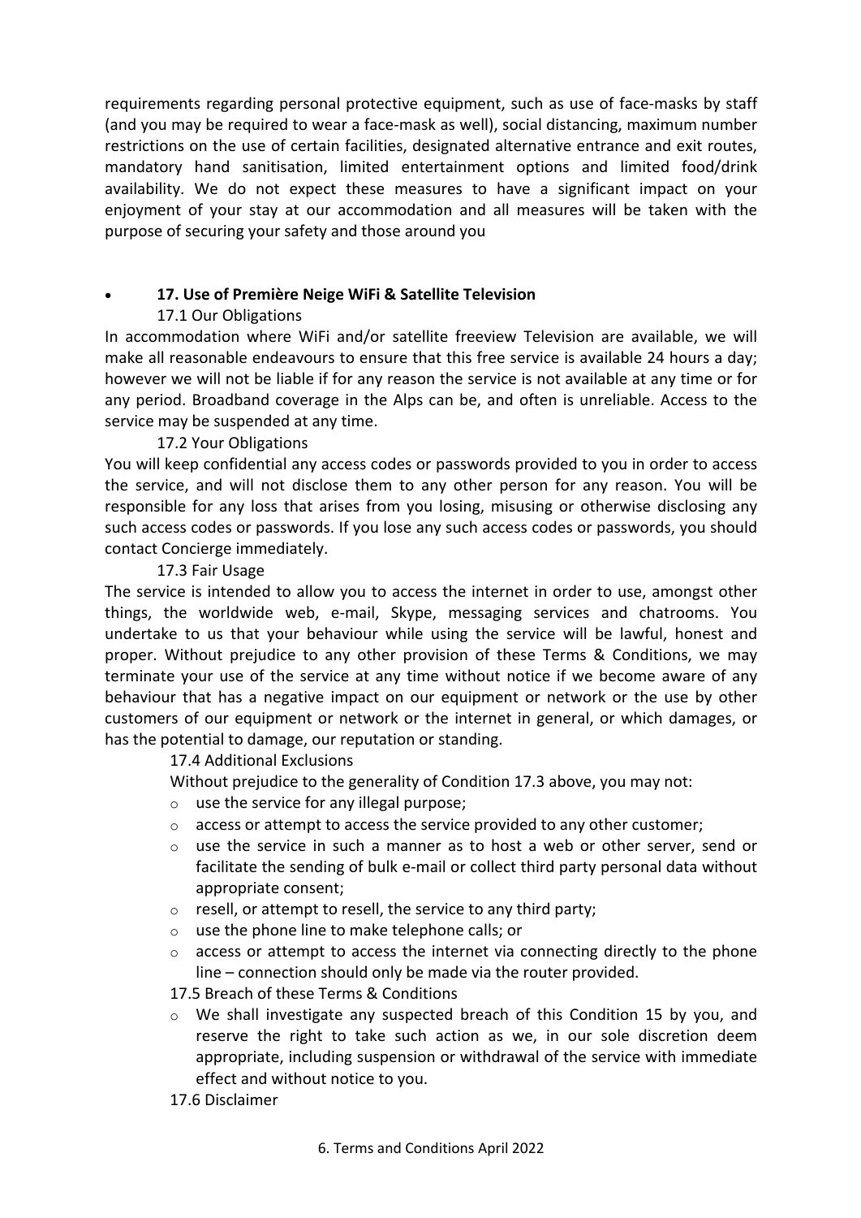requirements regarding personal protective equipment, such as use of face-masks by staff (and you may be required to wear a face-mask as well), social distancing, maximum number restrictions on the use of certain facilities, designated alternative entrance and exit routes, mandatory hand sanitisation, limited entertainment options and limited food/drink availability. We do not expect these measures to have a significant impact on your enjoyment of your stay at our accommodation and all measures will be taken with the purpose of securing your safety and those around you

- **17. Use of Première Neige WiFi & Satellite Television**

17.1 Our Obligations

In accommodation where WiFi and/or satellite freeview Television are available, we will make all reasonable endeavours to ensure that this free service is available 24 hours a day; however we will not be liable if for any reason the service is not available at any time or for any period. Broadband coverage in the Alps can be, and often is unreliable. Access to the service may be suspended at any time.

17.2 Your Obligations

You will keep confidential any access codes or passwords provided to you in order to access the service, and will not disclose them to any other person for any reason. You will be responsible for any loss that arises from you losing, misusing or otherwise disclosing any such access codes or passwords. If you lose any such access codes or passwords, you should contact Concierge immediately.

17.3 Fair Usage

The service is intended to allow you to access the internet in order to use, amongst other things, the worldwide web, e-mail, Skype, messaging services and chatrooms. You undertake to us that your behaviour while using the service will be lawful, honest and proper. Without prejudice to any other provision of these Terms & Conditions, we may terminate your use of the service at any time without notice if we become aware of any behaviour that has a negative impact on our equipment or network or the use by other customers of our equipment or network or the internet in general, or which damages, or has the potential to damage, our reputation or standing.

17.4 Additional Exclusions

Without prejudice to the generality of Condition 17.3 above, you may not:

- use the service for any illegal purpose;
- access or attempt to access the service provided to any other customer;
- use the service in such a manner as to host a web or other server, send or facilitate the sending of bulk e-mail or collect third party personal data without appropriate consent;
- resell, or attempt to resell, the service to any third party;
- use the phone line to make telephone calls; or
- access or attempt to access the internet via connecting directly to the phone line – connection should only be made via the router provided.

17.5 Breach of these Terms & Conditions

- We shall investigate any suspected breach of this Condition 15 by you, and reserve the right to take such action as we, in our sole discretion deem appropriate, including suspension or withdrawal of the service with immediate effect and without notice to you.

17.6 Disclaimer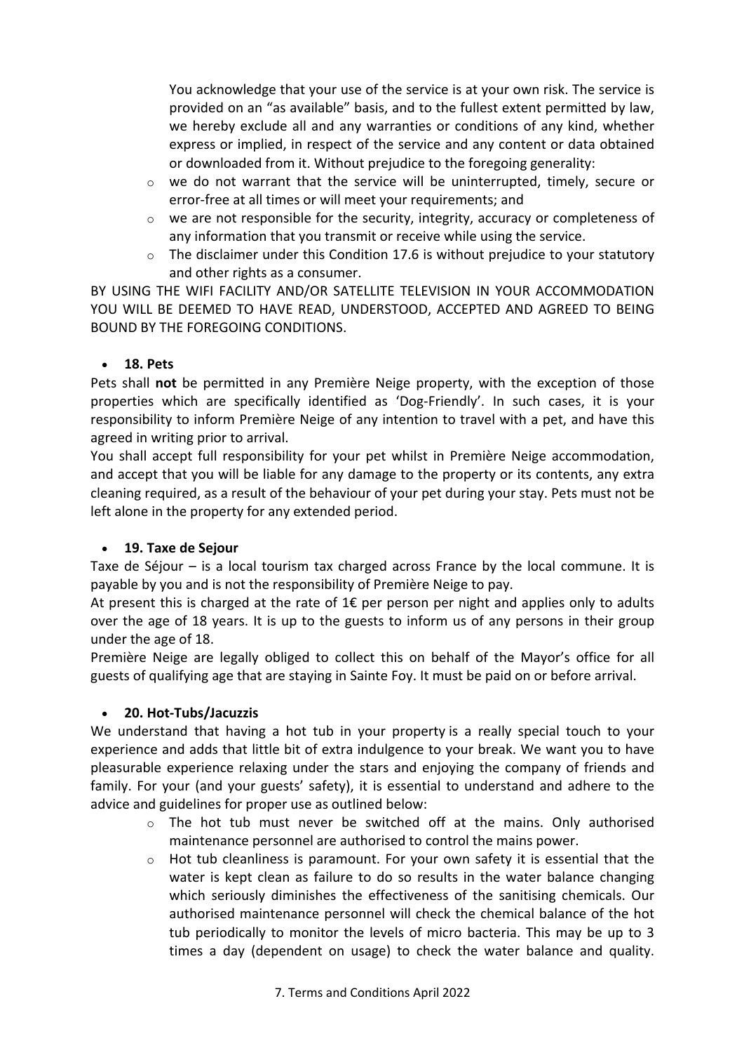You acknowledge that your use of the service is at your own risk. The service is provided on an "as available" basis, and to the fullest extent permitted by law, we hereby exclude all and any warranties or conditions of any kind, whether express or implied, in respect of the service and any content or data obtained or downloaded from it. Without prejudice to the foregoing generality:

- we do not warrant that the service will be uninterrupted, timely, secure or error-free at all times or will meet your requirements; and
- we are not responsible for the security, integrity, accuracy or completeness of any information that you transmit or receive while using the service.
- The disclaimer under this Condition 17.6 is without prejudice to your statutory and other rights as a consumer.

BY USING THE WIFI FACILITY AND/OR SATELLITE TELEVISION IN YOUR ACCOMMODATION YOU WILL BE DEEMED TO HAVE READ, UNDERSTOOD, ACCEPTED AND AGREED TO BEING BOUND BY THE FOREGOING CONDITIONS.

- **18. Pets**

Pets shall **not** be permitted in any Première Neige property, with the exception of those properties which are specifically identified as 'Dog-Friendly'. In such cases, it is your responsibility to inform Première Neige of any intention to travel with a pet, and have this agreed in writing prior to arrival.

You shall accept full responsibility for your pet whilst in Première Neige accommodation, and accept that you will be liable for any damage to the property or its contents, any extra cleaning required, as a result of the behaviour of your pet during your stay. Pets must not be left alone in the property for any extended period.

- **19. Taxe de Sejour**

Taxe de Séjour – is a local tourism tax charged across France by the local commune. It is payable by you and is not the responsibility of Première Neige to pay.

At present this is charged at the rate of 1€ per person per night and applies only to adults over the age of 18 years. It is up to the guests to inform us of any persons in their group under the age of 18.

Première Neige are legally obliged to collect this on behalf of the Mayor's office for all guests of qualifying age that are staying in Sainte Foy. It must be paid on or before arrival.

- **20. Hot-Tubs/Jacuzzis**

We understand that having a hot tub in your property is a really special touch to your experience and adds that little bit of extra indulgence to your break. We want you to have pleasurable experience relaxing under the stars and enjoying the company of friends and family. For your (and your guests' safety), it is essential to understand and adhere to the advice and guidelines for proper use as outlined below:

- The hot tub must never be switched off at the mains. Only authorised maintenance personnel are authorised to control the mains power.
- Hot tub cleanliness is paramount. For your own safety it is essential that the water is kept clean as failure to do so results in the water balance changing which seriously diminishes the effectiveness of the sanitising chemicals. Our authorised maintenance personnel will check the chemical balance of the hot tub periodically to monitor the levels of micro bacteria. This may be up to 3 times a day (dependent on usage) to check the water balance and quality.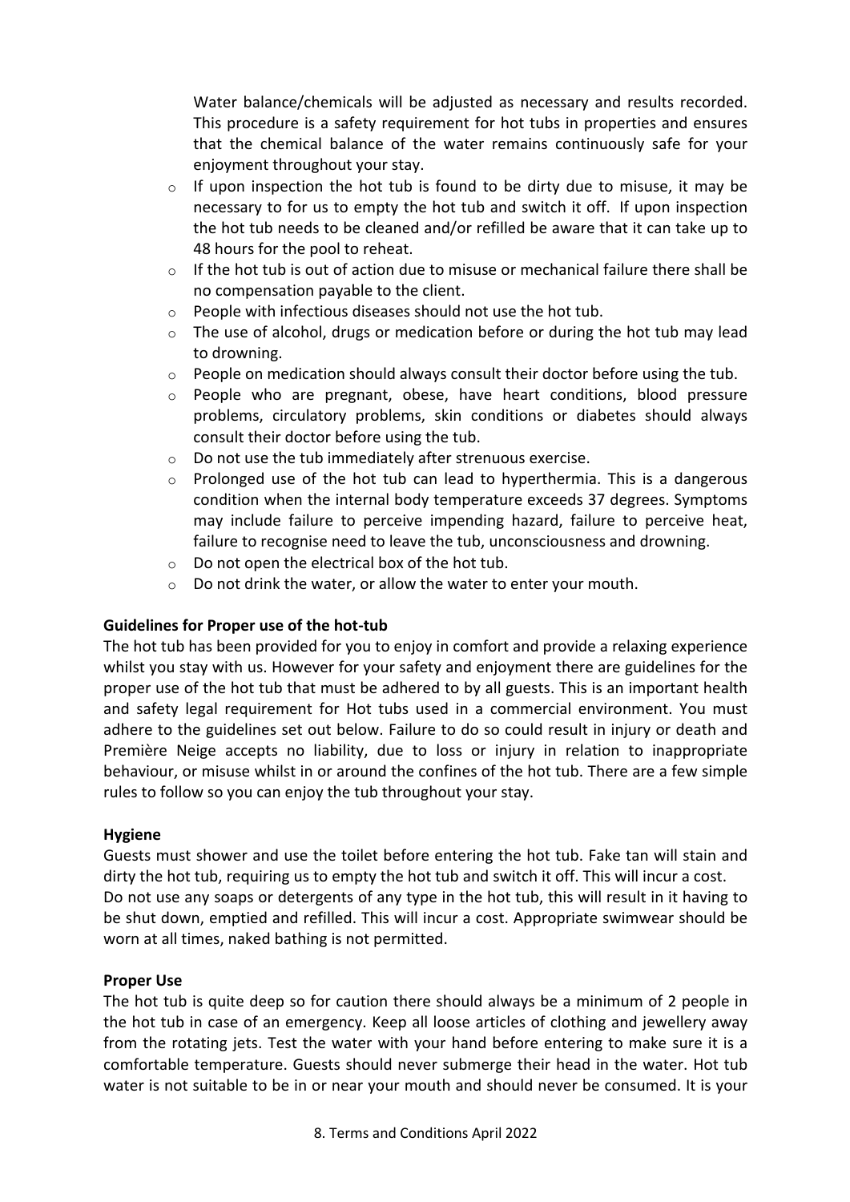Water balance/chemicals will be adjusted as necessary and results recorded. This procedure is a safety requirement for hot tubs in properties and ensures that the chemical balance of the water remains continuously safe for your enjoyment throughout your stay.

- If upon inspection the hot tub is found to be dirty due to misuse, it may be necessary to for us to empty the hot tub and switch it off. If upon inspection the hot tub needs to be cleaned and/or refilled be aware that it can take up to 48 hours for the pool to reheat.
- If the hot tub is out of action due to misuse or mechanical failure there shall be no compensation payable to the client.
- People with infectious diseases should not use the hot tub.
- The use of alcohol, drugs or medication before or during the hot tub may lead to drowning.
- People on medication should always consult their doctor before using the tub.
- People who are pregnant, obese, have heart conditions, blood pressure problems, circulatory problems, skin conditions or diabetes should always consult their doctor before using the tub.
- Do not use the tub immediately after strenuous exercise.
- Prolonged use of the hot tub can lead to hyperthermia. This is a dangerous condition when the internal body temperature exceeds 37 degrees. Symptoms may include failure to perceive impending hazard, failure to perceive heat, failure to recognise need to leave the tub, unconsciousness and drowning.
- Do not open the electrical box of the hot tub.
- Do not drink the water, or allow the water to enter your mouth.

**Guidelines for Proper use of the hot-tub**

The hot tub has been provided for you to enjoy in comfort and provide a relaxing experience whilst you stay with us. However for your safety and enjoyment there are guidelines for the proper use of the hot tub that must be adhered to by all guests. This is an important health and safety legal requirement for Hot tubs used in a commercial environment. You must adhere to the guidelines set out below. Failure to do so could result in injury or death and Première Neige accepts no liability, due to loss or injury in relation to inappropriate behaviour, or misuse whilst in or around the confines of the hot tub. There are a few simple rules to follow so you can enjoy the tub throughout your stay.

**Hygiene**

Guests must shower and use the toilet before entering the hot tub. Fake tan will stain and dirty the hot tub, requiring us to empty the hot tub and switch it off. This will incur a cost. Do not use any soaps or detergents of any type in the hot tub, this will result in it having to be shut down, emptied and refilled. This will incur a cost. Appropriate swimwear should be worn at all times, naked bathing is not permitted.

**Proper Use**

The hot tub is quite deep so for caution there should always be a minimum of 2 people in the hot tub in case of an emergency. Keep all loose articles of clothing and jewellery away from the rotating jets. Test the water with your hand before entering to make sure it is a comfortable temperature. Guests should never submerge their head in the water. Hot tub water is not suitable to be in or near your mouth and should never be consumed. It is your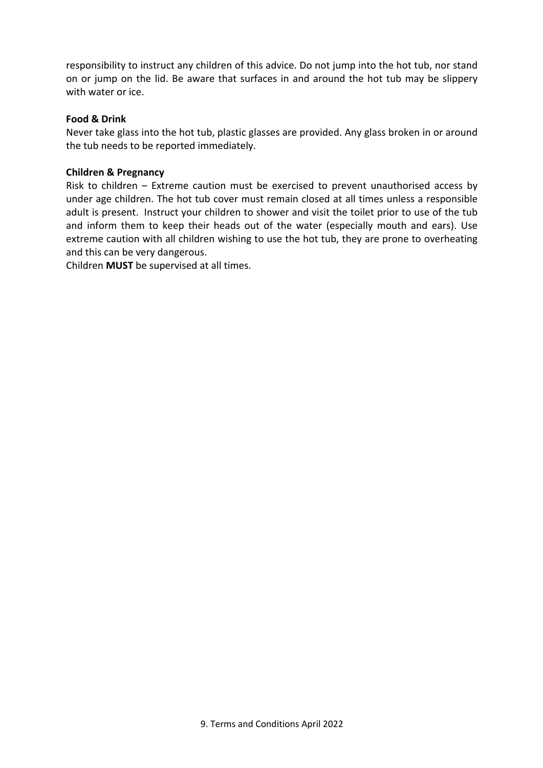responsibility to instruct any children of this advice. Do not jump into the hot tub, nor stand on or jump on the lid. Be aware that surfaces in and around the hot tub may be slippery with water or ice.

**Food & Drink**

Never take glass into the hot tub, plastic glasses are provided. Any glass broken in or around the tub needs to be reported immediately.

**Children & Pregnancy**

Risk to children – Extreme caution must be exercised to prevent unauthorised access by under age children. The hot tub cover must remain closed at all times unless a responsible adult is present. Instruct your children to shower and visit the toilet prior to use of the tub and inform them to keep their heads out of the water (especially mouth and ears). Use extreme caution with all children wishing to use the hot tub, they are prone to overheating and this can be very dangerous.

Children **MUST** be supervised at all times.